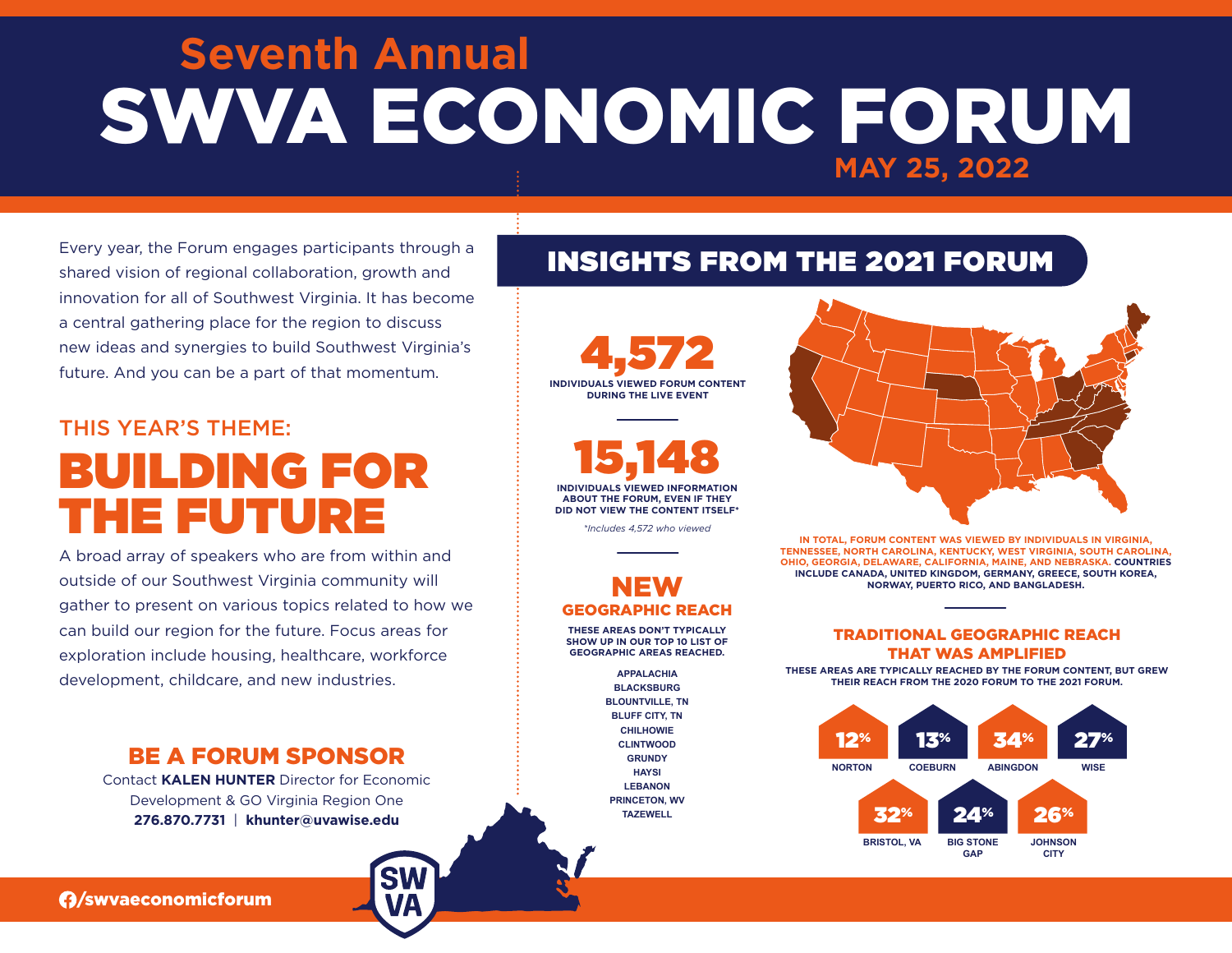# Seventh Annual SWVA ECONOMIC FORUM

**MAY 25, 2022**

Every year, the Forum engages participants through a shared vision of regional collaboration, growth and innovation for all of Southwest Virginia. It has become a central gathering place for the region to discuss new ideas and synergies to build Southwest Virginia's future. And you can be a part of that momentum.

## THIS YEAR'S THEME:

# BUILDING FOR THE FUTURE

A broad array of speakers who are from within and outside of our Southwest Virginia community will gather to present on various topics related to how we can build our region for the future. Focus areas for exploration include housing, healthcare, workforce development, childcare, and new industries.

## BE A FORUM SPONSOR

Contact **KALEN HUNTER** Director for Economic Development & GO Virginia Region One
**276.870.7731** | **khunter@uvawise.edu**

/swvaeconomicforum

## INSIGHTS FROM THE 2021 FORUM

**4,572**
INDIVIDUALS VIEWED FORUM CONTENT DURING THE LIVE EVENT

**15,148**
INDIVIDUALS VIEWED INFORMATION ABOUT THE FORUM, EVEN IF THEY DID NOT VIEW THE CONTENT ITSELF*

*Includes 4,572 who viewed

IN TOTAL, FORUM CONTENT WAS VIEWED BY INDIVIDUALS IN VIRGINIA, TENNESSEE, NORTH CAROLINA, KENTUCKY, WEST VIRGINIA, SOUTH CAROLINA, OHIO, GEORGIA, DELAWARE, CALIFORNIA, MAINE, AND NEBRASKA. COUNTRIES INCLUDE CANADA, UNITED KINGDOM, GERMANY, GREECE, SOUTH KOREA, NORWAY, PUERTO RICO, AND BANGLADESH.

### NEW GEOGRAPHIC REACH

THESE AREAS DON'T TYPICALLY SHOW UP IN OUR TOP 10 LIST OF GEOGRAPHIC AREAS REACHED.

- APPALACHIA
- BLACKSBURG
- BLOUNTVILLE, TN
- BLUFF CITY, TN
- CHILHOWIE
- CLINTWOOD
- GRUNDY
- HAYSI
- LEBANON
- PRINCETON, WV
- TAZEWELL

### TRADITIONAL GEOGRAPHIC REACH THAT WAS AMPLIFIED

THESE AREAS ARE TYPICALLY REACHED BY THE FORUM CONTENT, BUT GREW THEIR REACH FROM THE 2020 FORUM TO THE 2021 FORUM.

| Area | Growth |
| --- | --- |
| NORTON | 12% |
| COEBURN | 13% |
| ABINGDON | 34% |
| WISE | 27% |
| BRISTOL, VA | 32% |
| BIG STONE GAP | 24% |
| JOHNSON CITY | 26% |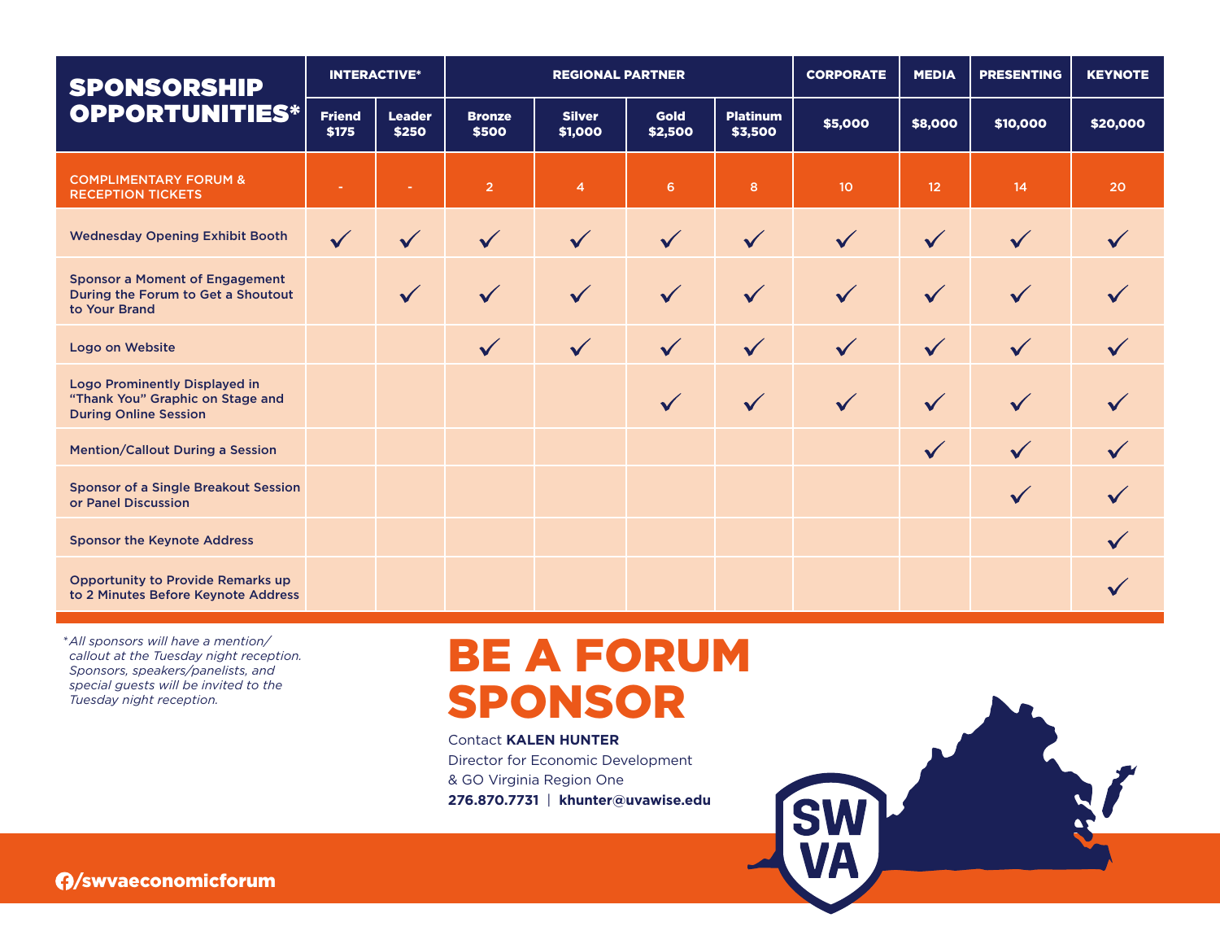| SPONSORSHIP OPPORTUNITIES* | INTERACTIVE* | | REGIONAL PARTNER | | | | CORPORATE | MEDIA | PRESENTING | KEYNOTE |
|---|---|---|---|---|---|---|---|---|---|---|
| | Friend $175 | Leader $250 | Bronze $500 | Silver $1,000 | Gold $2,500 | Platinum $3,500 | $5,000 | $8,000 | $10,000 | $20,000 |
| COMPLIMENTARY FORUM & RECEPTION TICKETS | - | - | 2 | 4 | 6 | 8 | 10 | 12 | 14 | 20 |
| Wednesday Opening Exhibit Booth | ✓ | ✓ | ✓ | ✓ | ✓ | ✓ | ✓ | ✓ | ✓ | ✓ |
| Sponsor a Moment of Engagement During the Forum to Get a Shoutout to Your Brand | | ✓ | ✓ | ✓ | ✓ | ✓ | ✓ | ✓ | ✓ | ✓ |
| Logo on Website | | | ✓ | ✓ | ✓ | ✓ | ✓ | ✓ | ✓ | ✓ |
| Logo Prominently Displayed in "Thank You" Graphic on Stage and During Online Session | | | | | ✓ | ✓ | ✓ | ✓ | ✓ | ✓ |
| Mention/Callout During a Session | | | | | | | | ✓ | ✓ | ✓ |
| Sponsor of a Single Breakout Session or Panel Discussion | | | | | | | | | ✓ | ✓ |
| Sponsor the Keynote Address | | | | | | | | | | ✓ |
| Opportunity to Provide Remarks up to 2 Minutes Before Keynote Address | | | | | | | | | | ✓ |

*\*All sponsors will have a mention/callout at the Tuesday night reception. Sponsors, speakers/panelists, and special guests will be invited to the Tuesday night reception.*

# BE A FORUM SPONSOR

Contact **KALEN HUNTER**
Director for Economic Development
& GO Virginia Region One
**276.870.7731** | **khunter@uvawise.edu**

SW VA

/swvaeconomicforum